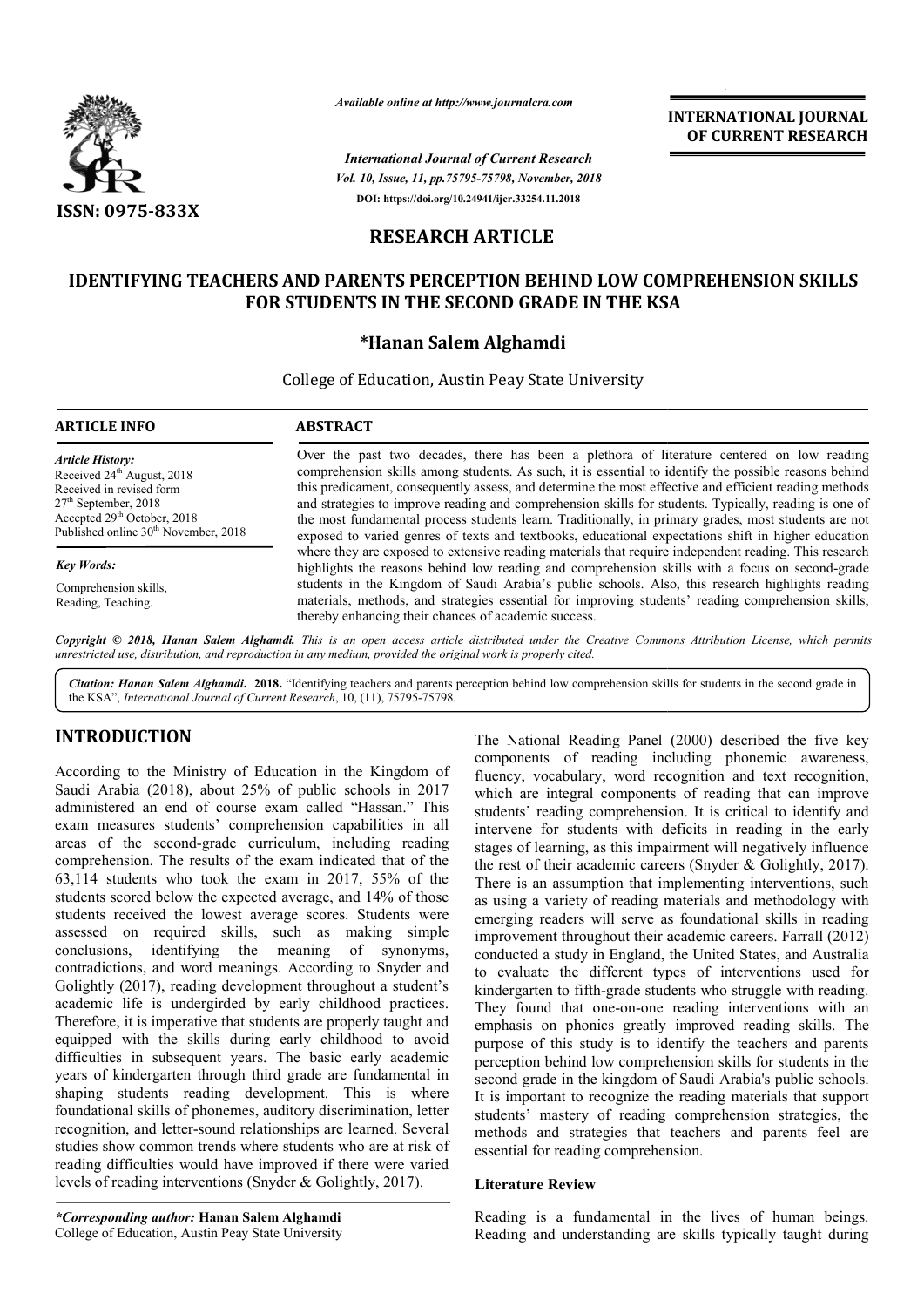Available online at http://www.journalcra.com

*International Journal of Current Research*
*Vol. 10, Issue, 11, pp.75795-75798, November, 2018*
DOI: https://doi.org/10.24941/ijcr.33254.11.2018

**INTERNATIONAL JOURNAL OF CURRENT RESEARCH**

ISSN: 0975-833X

## RESEARCH ARTICLE

# IDENTIFYING TEACHERS AND PARENTS PERCEPTION BEHIND LOW COMPREHENSION SKILLS FOR STUDENTS IN THE SECOND GRADE IN THE KSA

**\*Hanan Salem Alghamdi**

College of Education, Austin Peay State University

### ARTICLE INFO

*Article History:*
Received 24th August, 2018
Received in revised form 27th September, 2018
Accepted 29th October, 2018
Published online 30th November, 2018

*Key Words:*
Comprehension skills, Reading, Teaching.

### ABSTRACT

Over the past two decades, there has been a plethora of literature centered on low reading comprehension skills among students. As such, it is essential to identify the possible reasons behind this predicament, consequently assess, and determine the most effective and efficient reading methods and strategies to improve reading and comprehension skills for students. Typically, reading is one of the most fundamental process students learn. Traditionally, in primary grades, most students are not exposed to varied genres of texts and textbooks, educational expectations shift in higher education where they are exposed to extensive reading materials that require independent reading. This research highlights the reasons behind low reading and comprehension skills with a focus on second-grade students in the Kingdom of Saudi Arabia's public schools. Also, this research highlights reading materials, methods, and strategies essential for improving students' reading comprehension skills, thereby enhancing their chances of academic success.

**Copyright © 2018, Hanan Salem Alghamdi.** *This is an open access article distributed under the Creative Commons Attribution License, which permits unrestricted use, distribution, and reproduction in any medium, provided the original work is properly cited.*

**Citation: Hanan Salem Alghamdi. 2018.** "Identifying teachers and parents perception behind low comprehension skills for students in the second grade in the KSA", *International Journal of Current Research*, 10, (11), 75795-75798.

## INTRODUCTION

According to the Ministry of Education in the Kingdom of Saudi Arabia (2018), about 25% of public schools in 2017 administered an end of course exam called "Hassan." This exam measures students' comprehension capabilities in all areas of the second-grade curriculum, including reading comprehension. The results of the exam indicated that of the 63,114 students who took the exam in 2017, 55% of the students scored below the expected average, and 14% of those students received the lowest average scores. Students were assessed on required skills, such as making simple conclusions, identifying the meaning of synonyms, contradictions, and word meanings. According to Snyder and Golightly (2017), reading development throughout a student's academic life is undergirded by early childhood practices. Therefore, it is imperative that students are properly taught and equipped with the skills during early childhood to avoid difficulties in subsequent years. The basic early academic years of kindergarten through third grade are fundamental in shaping students reading development. This is where foundational skills of phonemes, auditory discrimination, letter recognition, and letter-sound relationships are learned. Several studies show common trends where students who are at risk of reading difficulties would have improved if there were varied levels of reading interventions (Snyder & Golightly, 2017).

The National Reading Panel (2000) described the five key components of reading including phonemic awareness, fluency, vocabulary, word recognition and text recognition, which are integral components of reading that can improve students' reading comprehension. It is critical to identify and intervene for students with deficits in reading in the early stages of learning, as this impairment will negatively influence the rest of their academic careers (Snyder & Golightly, 2017). There is an assumption that implementing interventions, such as using a variety of reading materials and methodology with emerging readers will serve as foundational skills in reading improvement throughout their academic careers. Farrall (2012) conducted a study in England, the United States, and Australia to evaluate the different types of interventions used for kindergarten to fifth-grade students who struggle with reading. They found that one-on-one reading interventions with an emphasis on phonics greatly improved reading skills. The purpose of this study is to identify the teachers and parents perception behind low comprehension skills for students in the second grade in the kingdom of Saudi Arabia's public schools. It is important to recognize the reading materials that support students' mastery of reading comprehension strategies, the methods and strategies that teachers and parents feel are essential for reading comprehension.

### Literature Review

Reading is a fundamental in the lives of human beings. Reading and understanding are skills typically taught during

*\*Corresponding author:* **Hanan Salem Alghamdi**
College of Education, Austin Peay State University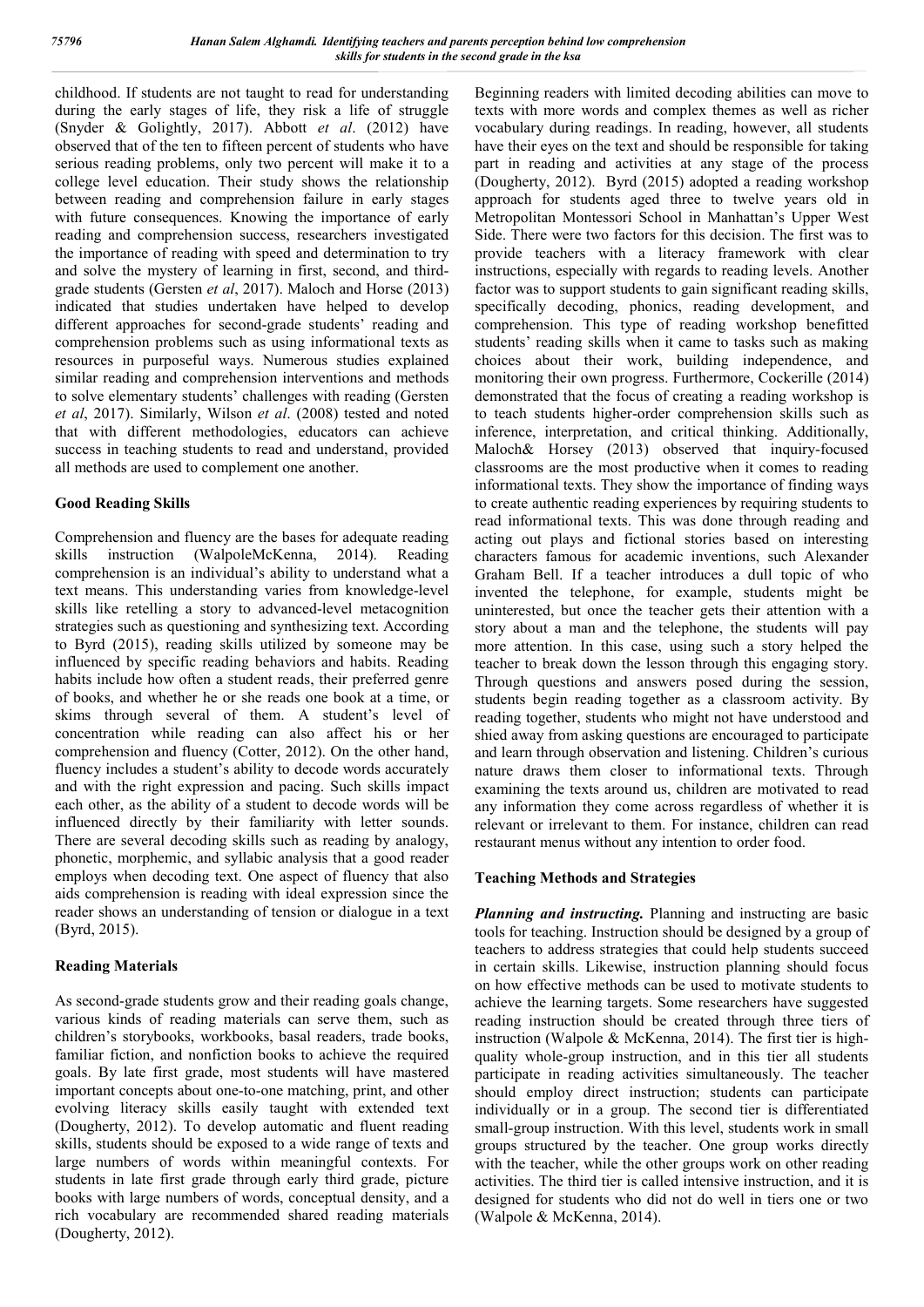childhood. If students are not taught to read for understanding during the early stages of life, they risk a life of struggle (Snyder & Golightly, 2017). Abbott *et al*. (2012) have observed that of the ten to fifteen percent of students who have serious reading problems, only two percent will make it to a college level education. Their study shows the relationship between reading and comprehension failure in early stages with future consequences. Knowing the importance of early reading and comprehension success, researchers investigated the importance of reading with speed and determination to try and solve the mystery of learning in first, second, and third-grade students (Gersten *et al*, 2017). Maloch and Horse (2013) indicated that studies undertaken have helped to develop different approaches for second-grade students' reading and comprehension problems such as using informational texts as resources in purposeful ways. Numerous studies explained similar reading and comprehension interventions and methods to solve elementary students' challenges with reading (Gersten *et al*, 2017). Similarly, Wilson *et al*. (2008) tested and noted that with different methodologies, educators can achieve success in teaching students to read and understand, provided all methods are used to complement one another.

## Good Reading Skills

Comprehension and fluency are the bases for adequate reading skills instruction (WalpoleMcKenna, 2014). Reading comprehension is an individual's ability to understand what a text means. This understanding varies from knowledge-level skills like retelling a story to advanced-level metacognition strategies such as questioning and synthesizing text. According to Byrd (2015), reading skills utilized by someone may be influenced by specific reading behaviors and habits. Reading habits include how often a student reads, their preferred genre of books, and whether he or she reads one book at a time, or skims through several of them. A student's level of concentration while reading can also affect his or her comprehension and fluency (Cotter, 2012). On the other hand, fluency includes a student's ability to decode words accurately and with the right expression and pacing. Such skills impact each other, as the ability of a student to decode words will be influenced directly by their familiarity with letter sounds. There are several decoding skills such as reading by analogy, phonetic, morphemic, and syllabic analysis that a good reader employs when decoding text. One aspect of fluency that also aids comprehension is reading with ideal expression since the reader shows an understanding of tension or dialogue in a text (Byrd, 2015).

## Reading Materials

As second-grade students grow and their reading goals change, various kinds of reading materials can serve them, such as children's storybooks, workbooks, basal readers, trade books, familiar fiction, and nonfiction books to achieve the required goals. By late first grade, most students will have mastered important concepts about one-to-one matching, print, and other evolving literacy skills easily taught with extended text (Dougherty, 2012). To develop automatic and fluent reading skills, students should be exposed to a wide range of texts and large numbers of words within meaningful contexts. For students in late first grade through early third grade, picture books with large numbers of words, conceptual density, and a rich vocabulary are recommended shared reading materials (Dougherty, 2012).

Beginning readers with limited decoding abilities can move to texts with more words and complex themes as well as richer vocabulary during readings. In reading, however, all students have their eyes on the text and should be responsible for taking part in reading and activities at any stage of the process (Dougherty, 2012). Byrd (2015) adopted a reading workshop approach for students aged three to twelve years old in Metropolitan Montessori School in Manhattan's Upper West Side. There were two factors for this decision. The first was to provide teachers with a literacy framework with clear instructions, especially with regards to reading levels. Another factor was to support students to gain significant reading skills, specifically decoding, phonics, reading development, and comprehension. This type of reading workshop benefitted students' reading skills when it came to tasks such as making choices about their work, building independence, and monitoring their own progress. Furthermore, Cockerille (2014) demonstrated that the focus of creating a reading workshop is to teach students higher-order comprehension skills such as inference, interpretation, and critical thinking. Additionally, Maloch& Horsey (2013) observed that inquiry-focused classrooms are the most productive when it comes to reading informational texts. They show the importance of finding ways to create authentic reading experiences by requiring students to read informational texts. This was done through reading and acting out plays and fictional stories based on interesting characters famous for academic inventions, such Alexander Graham Bell. If a teacher introduces a dull topic of who invented the telephone, for example, students might be uninterested, but once the teacher gets their attention with a story about a man and the telephone, the students will pay more attention. In this case, using such a story helped the teacher to break down the lesson through this engaging story. Through questions and answers posed during the session, students begin reading together as a classroom activity. By reading together, students who might not have understood and shied away from asking questions are encouraged to participate and learn through observation and listening. Children's curious nature draws them closer to informational texts. Through examining the texts around us, children are motivated to read any information they come across regardless of whether it is relevant or irrelevant to them. For instance, children can read restaurant menus without any intention to order food.

## Teaching Methods and Strategies

***Planning and instructing.*** Planning and instructing are basic tools for teaching. Instruction should be designed by a group of teachers to address strategies that could help students succeed in certain skills. Likewise, instruction planning should focus on how effective methods can be used to motivate students to achieve the learning targets. Some researchers have suggested reading instruction should be created through three tiers of instruction (Walpole & McKenna, 2014). The first tier is high-quality whole-group instruction, and in this tier all students participate in reading activities simultaneously. The teacher should employ direct instruction; students can participate individually or in a group. The second tier is differentiated small-group instruction. With this level, students work in small groups structured by the teacher. One group works directly with the teacher, while the other groups work on other reading activities. The third tier is called intensive instruction, and it is designed for students who did not do well in tiers one or two (Walpole & McKenna, 2014).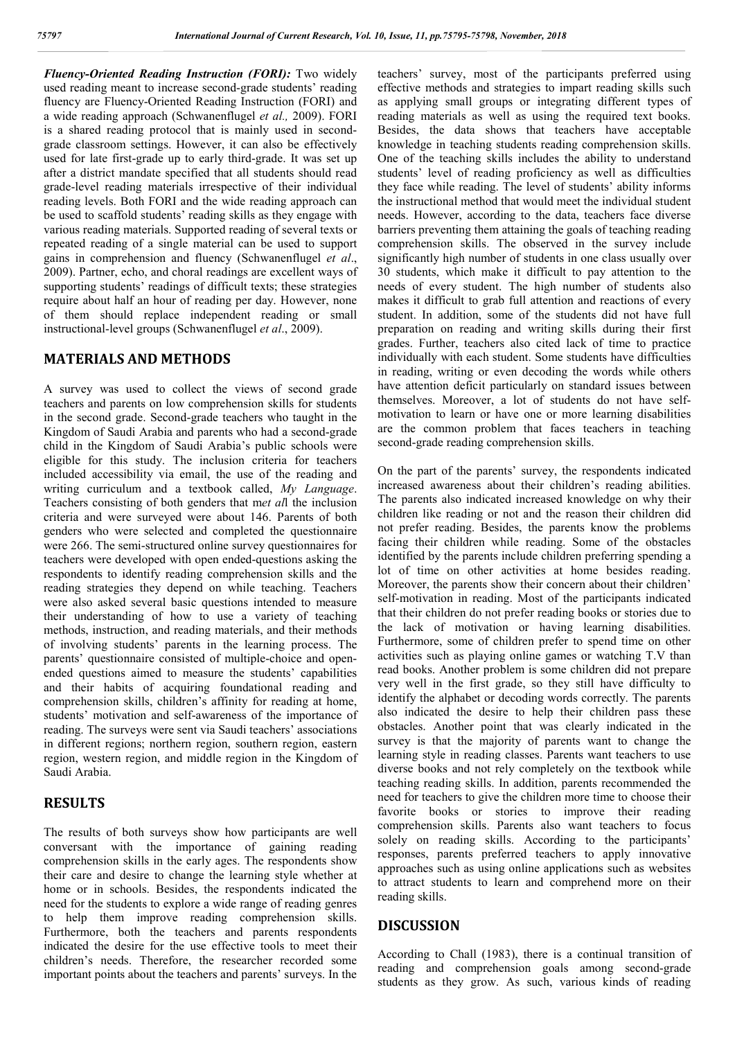***Fluency-Oriented Reading Instruction (FORI):*** Two widely used reading meant to increase second-grade students' reading fluency are Fluency-Oriented Reading Instruction (FORI) and a wide reading approach (Schwanenflugel *et al.,* 2009). FORI is a shared reading protocol that is mainly used in second-grade classroom settings. However, it can also be effectively used for late first-grade up to early third-grade. It was set up after a district mandate specified that all students should read grade-level reading materials irrespective of their individual reading levels. Both FORI and the wide reading approach can be used to scaffold students' reading skills as they engage with various reading materials. Supported reading of several texts or repeated reading of a single material can be used to support gains in comprehension and fluency (Schwanenflugel *et al*., 2009). Partner, echo, and choral readings are excellent ways of supporting students' readings of difficult texts; these strategies require about half an hour of reading per day. However, none of them should replace independent reading or small instructional-level groups (Schwanenflugel *et al*., 2009).

## MATERIALS AND METHODS

A survey was used to collect the views of second grade teachers and parents on low comprehension skills for students in the second grade. Second-grade teachers who taught in the Kingdom of Saudi Arabia and parents who had a second-grade child in the Kingdom of Saudi Arabia's public schools were eligible for this study. The inclusion criteria for teachers included accessibility via email, the use of the reading and writing curriculum and a textbook called, *My Language*. Teachers consisting of both genders that m*et al*l the inclusion criteria and were surveyed were about 146. Parents of both genders who were selected and completed the questionnaire were 266. The semi-structured online survey questionnaires for teachers were developed with open ended-questions asking the respondents to identify reading comprehension skills and the reading strategies they depend on while teaching. Teachers were also asked several basic questions intended to measure their understanding of how to use a variety of teaching methods, instruction, and reading materials, and their methods of involving students' parents in the learning process. The parents' questionnaire consisted of multiple-choice and open-ended questions aimed to measure the students' capabilities and their habits of acquiring foundational reading and comprehension skills, children's affinity for reading at home, students' motivation and self-awareness of the importance of reading. The surveys were sent via Saudi teachers' associations in different regions; northern region, southern region, eastern region, western region, and middle region in the Kingdom of Saudi Arabia.

## RESULTS

The results of both surveys show how participants are well conversant with the importance of gaining reading comprehension skills in the early ages. The respondents show their care and desire to change the learning style whether at home or in schools. Besides, the respondents indicated the need for the students to explore a wide range of reading genres to help them improve reading comprehension skills. Furthermore, both the teachers and parents respondents indicated the desire for the use effective tools to meet their children's needs. Therefore, the researcher recorded some important points about the teachers and parents' surveys. In the teachers' survey, most of the participants preferred using effective methods and strategies to impart reading skills such as applying small groups or integrating different types of reading materials as well as using the required text books. Besides, the data shows that teachers have acceptable knowledge in teaching students reading comprehension skills. One of the teaching skills includes the ability to understand students' level of reading proficiency as well as difficulties they face while reading. The level of students' ability informs the instructional method that would meet the individual student needs. However, according to the data, teachers face diverse barriers preventing them attaining the goals of teaching reading comprehension skills. The observed in the survey include significantly high number of students in one class usually over 30 students, which make it difficult to pay attention to the needs of every student. The high number of students also makes it difficult to grab full attention and reactions of every student. In addition, some of the students did not have full preparation on reading and writing skills during their first grades. Further, teachers also cited lack of time to practice individually with each student. Some students have difficulties in reading, writing or even decoding the words while others have attention deficit particularly on standard issues between themselves. Moreover, a lot of students do not have self-motivation to learn or have one or more learning disabilities are the common problem that faces teachers in teaching second-grade reading comprehension skills.

On the part of the parents' survey, the respondents indicated increased awareness about their children's reading abilities. The parents also indicated increased knowledge on why their children like reading or not and the reason their children did not prefer reading. Besides, the parents know the problems facing their children while reading. Some of the obstacles identified by the parents include children preferring spending a lot of time on other activities at home besides reading. Moreover, the parents show their concern about their children' self-motivation in reading. Most of the participants indicated that their children do not prefer reading books or stories due to the lack of motivation or having learning disabilities. Furthermore, some of children prefer to spend time on other activities such as playing online games or watching T.V than read books. Another problem is some children did not prepare very well in the first grade, so they still have difficulty to identify the alphabet or decoding words correctly. The parents also indicated the desire to help their children pass these obstacles. Another point that was clearly indicated in the survey is that the majority of parents want to change the learning style in reading classes. Parents want teachers to use diverse books and not rely completely on the textbook while teaching reading skills. In addition, parents recommended the need for teachers to give the children more time to choose their favorite books or stories to improve their reading comprehension skills. Parents also want teachers to focus solely on reading skills. According to the participants' responses, parents preferred teachers to apply innovative approaches such as using online applications such as websites to attract students to learn and comprehend more on their reading skills.

## DISCUSSION

According to Chall (1983), there is a continual transition of reading and comprehension goals among second-grade students as they grow. As such, various kinds of reading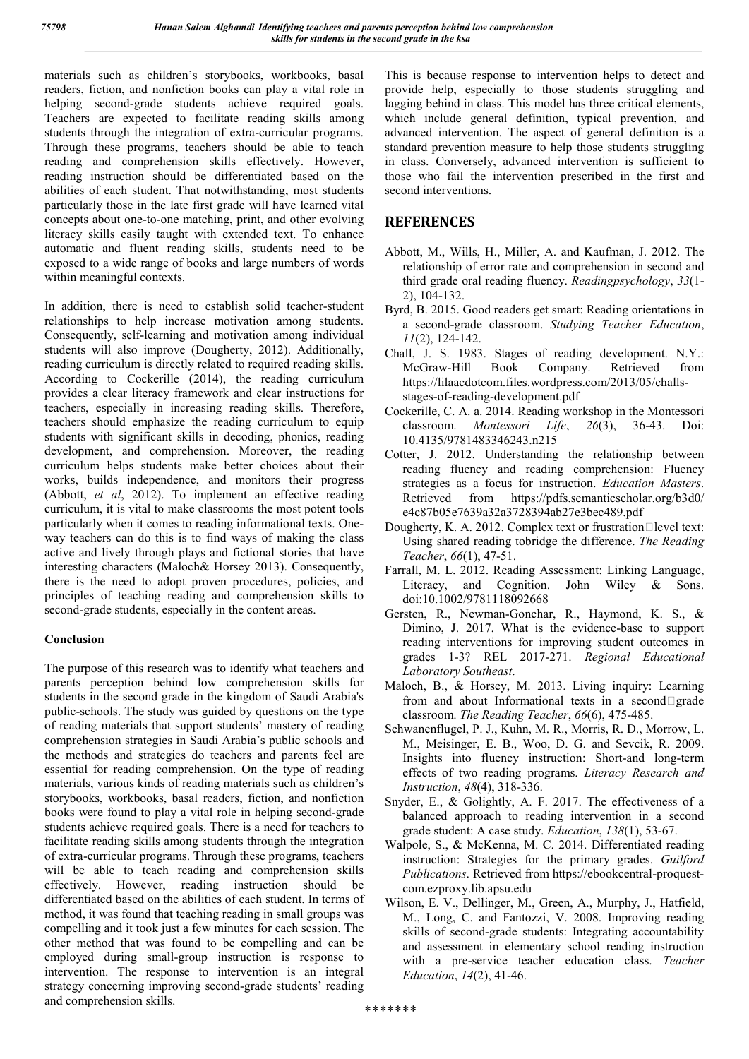materials such as children's storybooks, workbooks, basal readers, fiction, and nonfiction books can play a vital role in helping second-grade students achieve required goals. Teachers are expected to facilitate reading skills among students through the integration of extra-curricular programs. Through these programs, teachers should be able to teach reading and comprehension skills effectively. However, reading instruction should be differentiated based on the abilities of each student. That notwithstanding, most students particularly those in the late first grade will have learned vital concepts about one-to-one matching, print, and other evolving literacy skills easily taught with extended text. To enhance automatic and fluent reading skills, students need to be exposed to a wide range of books and large numbers of words within meaningful contexts.

In addition, there is need to establish solid teacher-student relationships to help increase motivation among students. Consequently, self-learning and motivation among individual students will also improve (Dougherty, 2012). Additionally, reading curriculum is directly related to required reading skills. According to Cockerille (2014), the reading curriculum provides a clear literacy framework and clear instructions for teachers, especially in increasing reading skills. Therefore, teachers should emphasize the reading curriculum to equip students with significant skills in decoding, phonics, reading development, and comprehension. Moreover, the reading curriculum helps students make better choices about their works, builds independence, and monitors their progress (Abbott, *et al*, 2012). To implement an effective reading curriculum, it is vital to make classrooms the most potent tools particularly when it comes to reading informational texts. One-way teachers can do this is to find ways of making the class active and lively through plays and fictional stories that have interesting characters (Maloch& Horsey 2013). Consequently, there is the need to adopt proven procedures, policies, and principles of teaching reading and comprehension skills to second-grade students, especially in the content areas.

### Conclusion

The purpose of this research was to identify what teachers and parents perception behind low comprehension skills for students in the second grade in the kingdom of Saudi Arabia's public-schools. The study was guided by questions on the type of reading materials that support students' mastery of reading comprehension strategies in Saudi Arabia's public schools and the methods and strategies do teachers and parents feel are essential for reading comprehension. On the type of reading materials, various kinds of reading materials such as children's storybooks, workbooks, basal readers, fiction, and nonfiction books were found to play a vital role in helping second-grade students achieve required goals. There is a need for teachers to facilitate reading skills among students through the integration of extra-curricular programs. Through these programs, teachers will be able to teach reading and comprehension skills effectively. However, reading instruction should be differentiated based on the abilities of each student. In terms of method, it was found that teaching reading in small groups was compelling and it took just a few minutes for each session. The other method that was found to be compelling and can be employed during small-group instruction is response to intervention. The response to intervention is an integral strategy concerning improving second-grade students' reading and comprehension skills. This is because response to intervention helps to detect and provide help, especially to those students struggling and lagging behind in class. This model has three critical elements, which include general definition, typical prevention, and advanced intervention. The aspect of general definition is a standard prevention measure to help those students struggling in class. Conversely, advanced intervention is sufficient to those who fail the intervention prescribed in the first and second interventions.

## REFERENCES

Abbott, M., Wills, H., Miller, A. and Kaufman, J. 2012. The relationship of error rate and comprehension in second and third grade oral reading fluency. *Readingpsychology*, *33*(1-2), 104-132.

Byrd, B. 2015. Good readers get smart: Reading orientations in a second-grade classroom. *Studying Teacher Education*, *11*(2), 124-142.

Chall, J. S. 1983. Stages of reading development. N.Y.: McGraw-Hill Book Company. Retrieved from https://lilaacdotcom.files.wordpress.com/2013/05/challs-stages-of-reading-development.pdf

Cockerille, C. A. a. 2014. Reading workshop in the Montessori classroom. *Montessori Life*, *26*(3), 36-43. Doi: 10.4135/9781483346243.n215

Cotter, J. 2012. Understanding the relationship between reading fluency and reading comprehension: Fluency strategies as a focus for instruction. *Education Masters*. Retrieved from https://pdfs.semanticscholar.org/b3d0/e4c87b05e7639a32a3728394ab27e3bec489.pdf

Dougherty, K. A. 2012. Complex text or frustration□level text: Using shared reading tobridge the difference. *The Reading Teacher*, *66*(1), 47-51.

Farrall, M. L. 2012. Reading Assessment: Linking Language, Literacy, and Cognition. John Wiley & Sons. doi:10.1002/9781118092668

Gersten, R., Newman-Gonchar, R., Haymond, K. S., & Dimino, J. 2017. What is the evidence-base to support reading interventions for improving student outcomes in grades 1-3? REL 2017-271. *Regional Educational Laboratory Southeast*.

Maloch, B., & Horsey, M. 2013. Living inquiry: Learning from and about Informational texts in a second□grade classroom. *The Reading Teacher*, *66*(6), 475-485.

Schwanenflugel, P. J., Kuhn, M. R., Morris, R. D., Morrow, L. M., Meisinger, E. B., Woo, D. G. and Sevcik, R. 2009. Insights into fluency instruction: Short-and long-term effects of two reading programs. *Literacy Research and Instruction*, *48*(4), 318-336.

Snyder, E., & Golightly, A. F. 2017. The effectiveness of a balanced approach to reading intervention in a second grade student: A case study. *Education*, *138*(1), 53-67.

Walpole, S., & McKenna, M. C. 2014. Differentiated reading instruction: Strategies for the primary grades. *Guilford Publications*. Retrieved from https://ebookcentral-proquest-com.ezproxy.lib.apsu.edu

Wilson, E. V., Dellinger, M., Green, A., Murphy, J., Hatfield, M., Long, C. and Fantozzi, V. 2008. Improving reading skills of second-grade students: Integrating accountability and assessment in elementary school reading instruction with a pre-service teacher education class. *Teacher Education*, *14*(2), 41-46.

\*\*\*\*\*\*\*